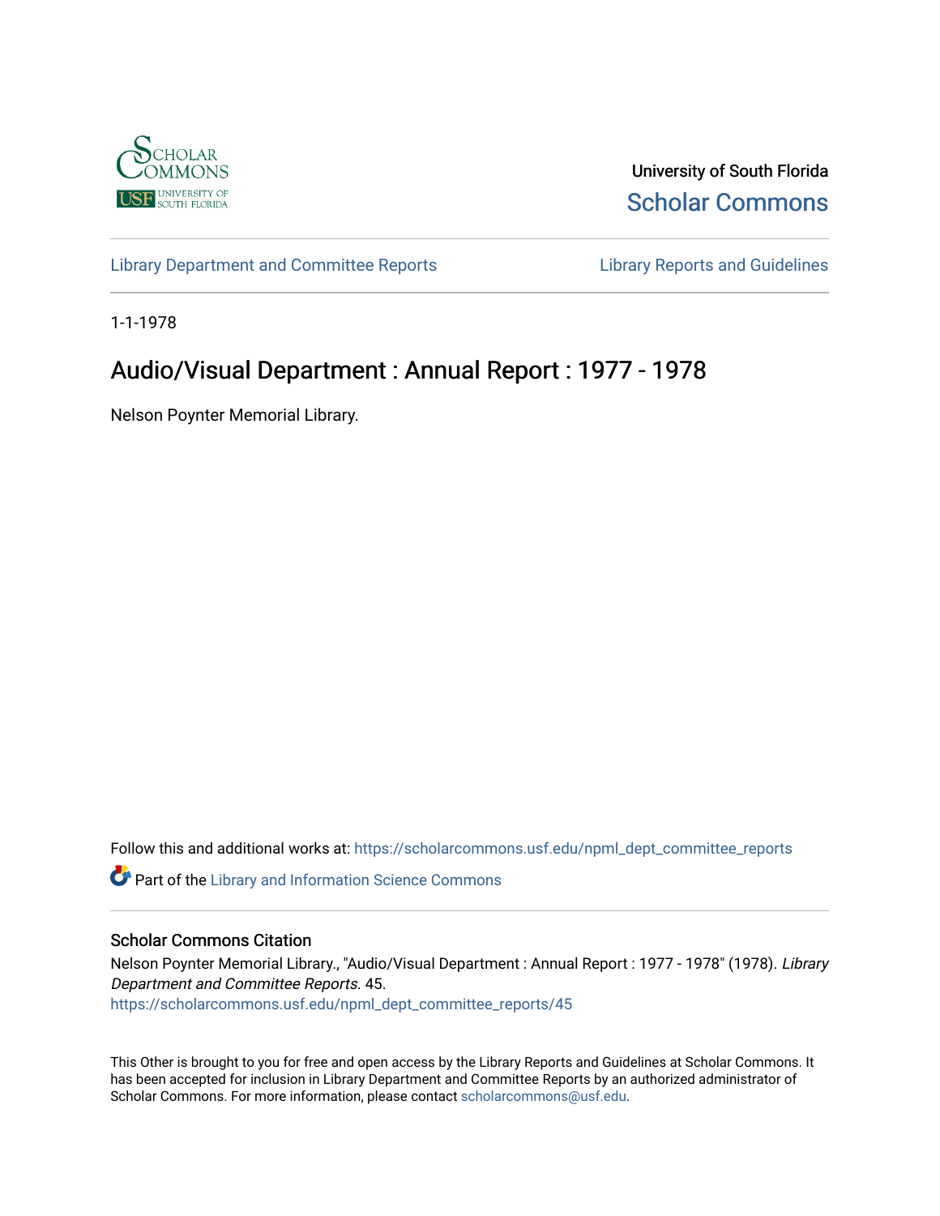University of South Florida

Scholar Commons

Library Department and Committee Reports

Library Reports and Guidelines

1-1-1978

# Audio/Visual Department : Annual Report : 1977 - 1978

Nelson Poynter Memorial Library.

Follow this and additional works at: https://scholarcommons.usf.edu/npml_dept_committee_reports

Part of the Library and Information Science Commons

## Scholar Commons Citation

Nelson Poynter Memorial Library., "Audio/Visual Department : Annual Report : 1977 - 1978" (1978). *Library Department and Committee Reports*. 45.
https://scholarcommons.usf.edu/npml_dept_committee_reports/45

This Other is brought to you for free and open access by the Library Reports and Guidelines at Scholar Commons. It has been accepted for inclusion in Library Department and Committee Reports by an authorized administrator of Scholar Commons. For more information, please contact scholarcommons@usf.edu.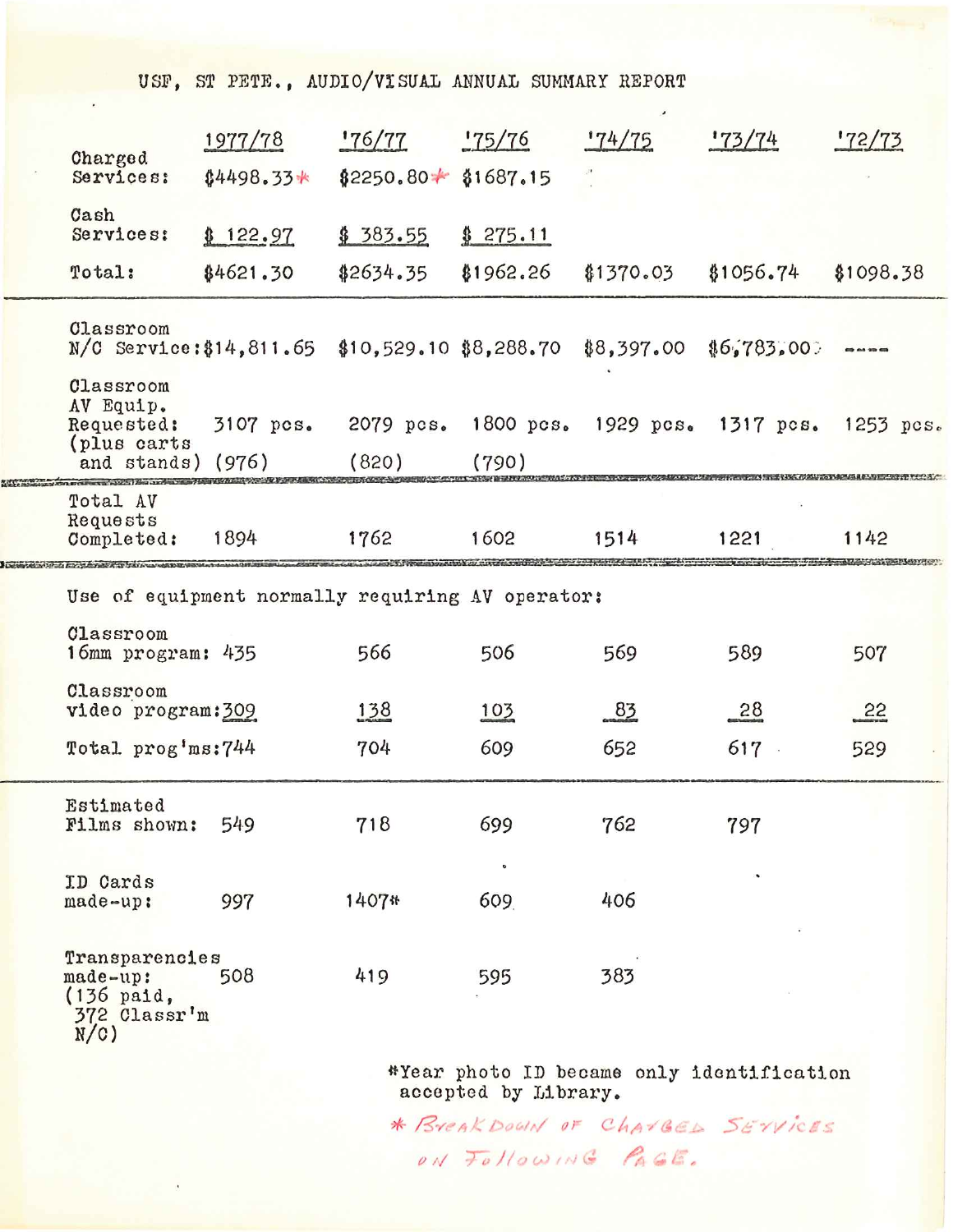# USF, ST PETE., AUDIO/VISUAL ANNUAL SUMMARY REPORT

| | 1977/78 | '76/77 | '75/76 | '74/75 | '73/74 | '72/73 |
|---|---|---|---|---|---|---|
| Charged Services: | $4498.33* | $2250.80* | $1687.15 | | | |
| Cash Services: | $ 122.97 | $ 383.55 | $ 275.11 | | | |
| Total: | $4621.30 | $2634.35 | $1962.26 | $1370.03 | $1056.74 | $1098.38 |
| Classroom N/C Service: | $14,811.65 | $10,529.10 | $8,288.70 | $8,397.00 | $6,783.00 | ---- |
| Classroom AV Equip. Requested: (plus carts and stands) | 3107 pcs. (976) | 2079 pcs. (820) | 1800 pcs. (790) | 1929 pcs. | 1317 pcs. | 1253 pcs. |
| Total AV Requests Completed: | 1894 | 1762 | 1602 | 1514 | 1221 | 1142 |

Use of equipment normally requiring AV operator:

| | 1977/78 | '76/77 | '75/76 | '74/75 | '73/74 | '72/73 |
|---|---|---|---|---|---|---|
| Classroom 16mm program: | 435 | 566 | 506 | 569 | 589 | 507 |
| Classroom video program: | 309 | 138 | 103 | 83 | 28 | 22 |
| Total prog'ms: | 744 | 704 | 609 | 652 | 617 | 529 |
| Estimated Films shown: | 549 | 718 | 699 | 762 | 797 | |
| ID Cards made-up: | 997 | 1407# | 609 | 406 | | |
| Transparencies made-up: (136 paid, 372 Classr'm N/C) | 508 | 419 | 595 | 383 | | |

#Year photo ID became only identification accepted by Library.

* BREAKDOWN OF CHARGED SERVICES ON FOLLOWING PAGE.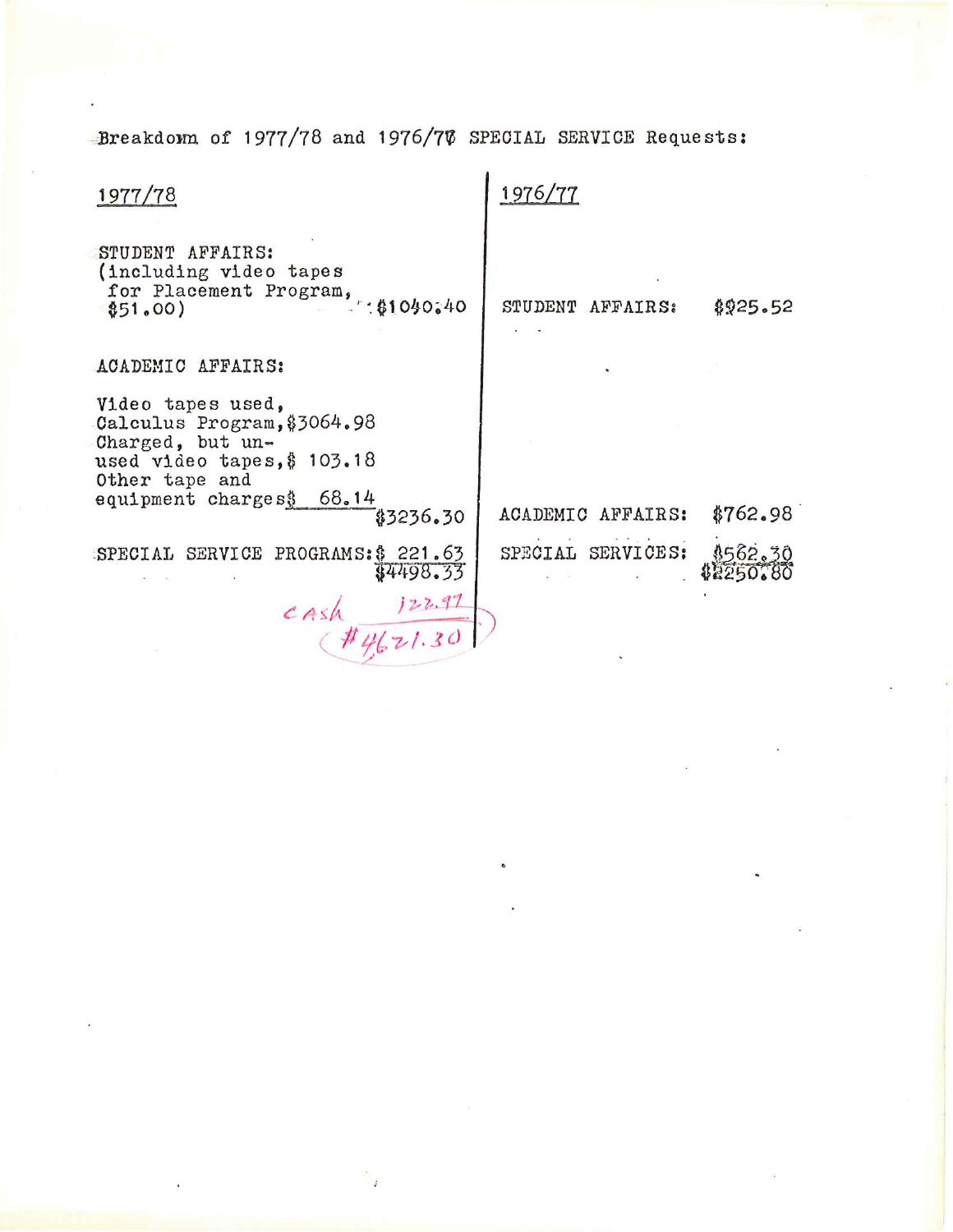Breakdown of 1977/78 and 1976/77 SPECIAL SERVICE Requests:

| 1977/78 | | 1976/77 | |
|---|---|---|---|
| STUDENT AFFAIRS: (including video tapes for Placement Program, $51.00) | $1040.40 | STUDENT AFFAIRS: | $925.52 |
| ACADEMIC AFFAIRS: Video tapes used, Calculus Program, $3064.98; Charged, but unused video tapes, $ 103.18; Other tape and equipment charges $ 68.14 | $3236.30 | ACADEMIC AFFAIRS: | $762.98 |
| SPECIAL SERVICE PROGRAMS: | $ 221.63 | SPECIAL SERVICES: | $562.30 |
| | $4498.33 | | $2250.80 |
| CASH | 122.97 | | |
| | $4621.30 | | |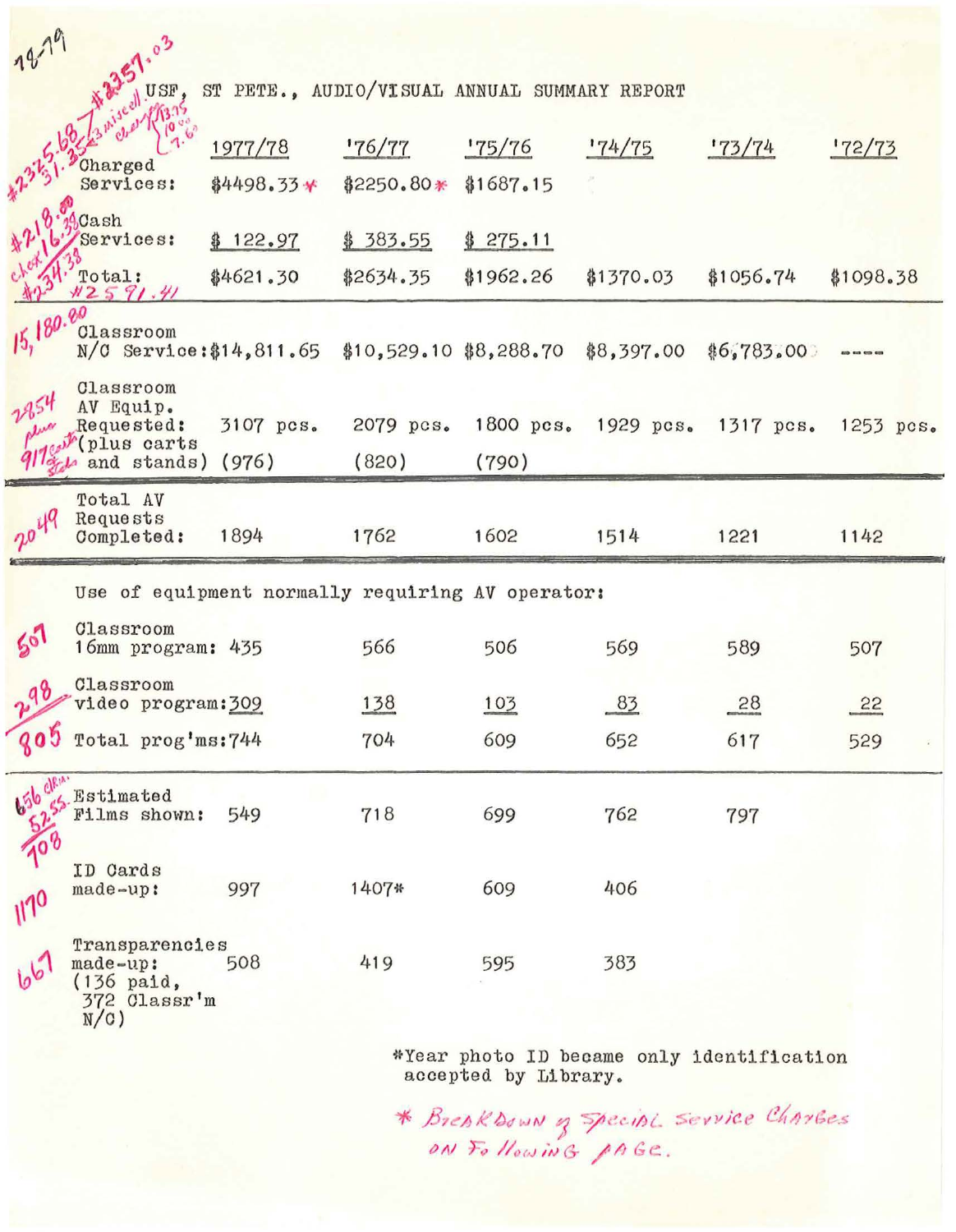78-79

# USF, ST PETE., AUDIO/VISUAL ANNUAL SUMMARY REPORT

| | 78-79 (handwritten) | 1977/78 | '76/77 | '75/76 | '74/75 | '73/74 | '72/73 |
|---|---|---|---|---|---|---|---|
| Charged Services: | #2325.68 / 31.35 / #2357.03 | $4498.33 * | $2250.80 * | $1687.15 | | | |
| Cash Services: | #218.00 / 16.38 check / #234.38 | $ 122.97 | $ 383.55 | $ 275.11 | | | |
| Total: | #2591.41 | $4621.30 | $2634.35 | $1962.26 | $1370.03 | $1056.74 | $1098.38 |
| Classroom N/C Service: | 15,180.80 | $14,811.65 | $10,529.10 | $8,288.70 | $8,397.00 | $6,783.00 | ---- |
| Classroom AV Equip. Requested: | 2854 | 3107 pcs. | 2079 pcs. | 1800 pcs. | 1929 pcs. | 1317 pcs. | 1253 pcs. |
| (plus carts and stands) | plus 917 carts stds | (976) | (820) | (790) | | | |
| Total AV Requests Completed: | 2049 | 1894 | 1762 | 1602 | 1514 | 1221 | 1142 |

Use of equipment normally requiring AV operator:

| | 78-79 (handwritten) | 1977/78 | '76/77 | '75/76 | '74/75 | '73/74 | '72/73 |
|---|---|---|---|---|---|---|---|
| Classroom 16mm program: | 507 | 435 | 566 | 506 | 569 | 589 | 507 |
| Classroom video program: | 298 | 309 | 138 | 103 | 83 | 28 | 22 |
| Total prog'ms: | 805 | 744 | 704 | 609 | 652 | 617 | 529 |
| Estimated Films shown: | 656 clrm. 52 SS. 708 | 549 | 718 | 699 | 762 | 797 | |
| ID Cards made-up: | 1170 | 997 | 1407* | 609 | 406 | | |
| Transparencies made-up: (136 paid, 372 Classr'm N/C) | 667 | 508 | 419 | 595 | 383 | | |

*Year photo ID became only identification accepted by Library.

\* Breakdown of Special Service Charges on following page.